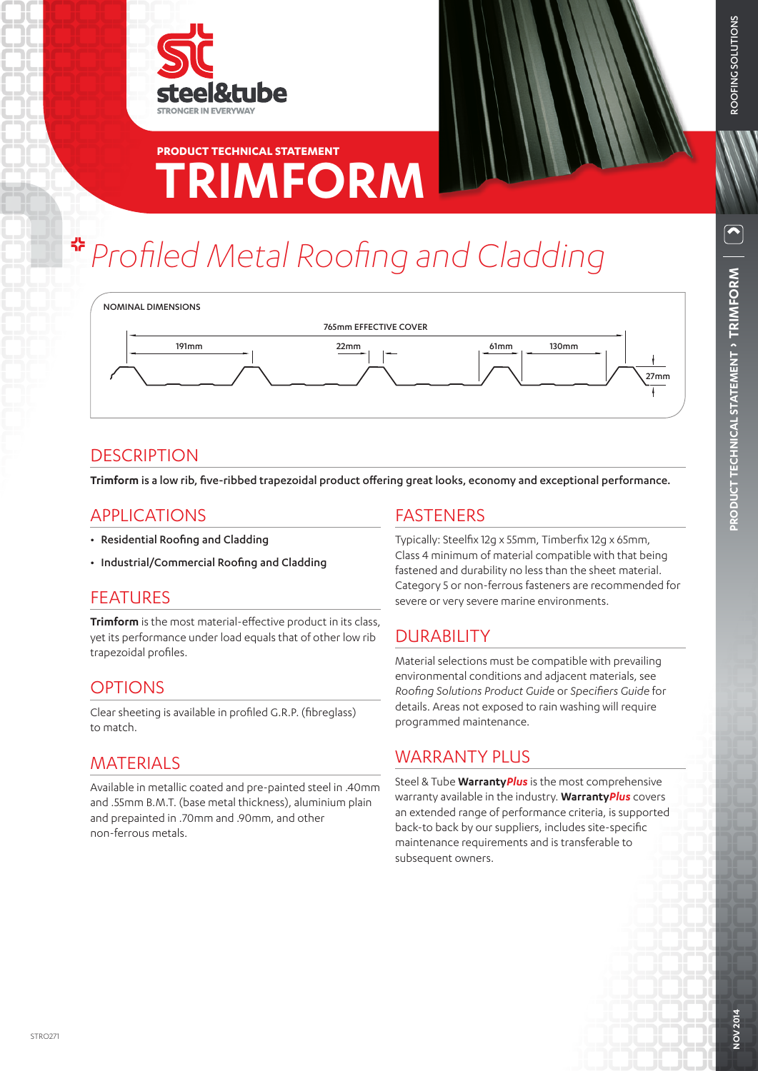steel&tube
STRONGER IN EVERYWAY

PRODUCT TECHNICAL STATEMENT

# TRIMFORM

## *Profiled Metal Roofing and Cladding*

NOMINAL DIMENSIONS

765mm EFFECTIVE COVER

191mm 22mm 61mm 130mm 27mm

## DESCRIPTION

**Trimform is a low rib, five-ribbed trapezoidal product offering great looks, economy and exceptional performance.**

## APPLICATIONS

- **Residential Roofing and Cladding**
- **Industrial/Commercial Roofing and Cladding**

## FEATURES

**Trimform** is the most material-effective product in its class, yet its performance under load equals that of other low rib trapezoidal profiles.

## OPTIONS

Clear sheeting is available in profiled G.R.P. (fibreglass) to match.

## MATERIALS

Available in metallic coated and pre-painted steel in .40mm and .55mm B.M.T. (base metal thickness), aluminium plain and prepainted in .70mm and .90mm, and other non-ferrous metals.

## FASTENERS

Typically: Steelfix 12g x 55mm, Timberfix 12g x 65mm, Class 4 minimum of material compatible with that being fastened and durability no less than the sheet material. Category 5 or non-ferrous fasteners are recommended for severe or very severe marine environments.

## DURABILITY

Material selections must be compatible with prevailing environmental conditions and adjacent materials, see *Roofing Solutions Product Guide* or *Specifiers Guide* for details. Areas not exposed to rain washing will require programmed maintenance.

## WARRANTY PLUS

Steel & Tube **Warranty*Plus*** is the most comprehensive warranty available in the industry. **Warranty*Plus*** covers an extended range of performance criteria, is supported back-to back by our suppliers, includes site-specific maintenance requirements and is transferable to subsequent owners.

STRO271

NOV 2014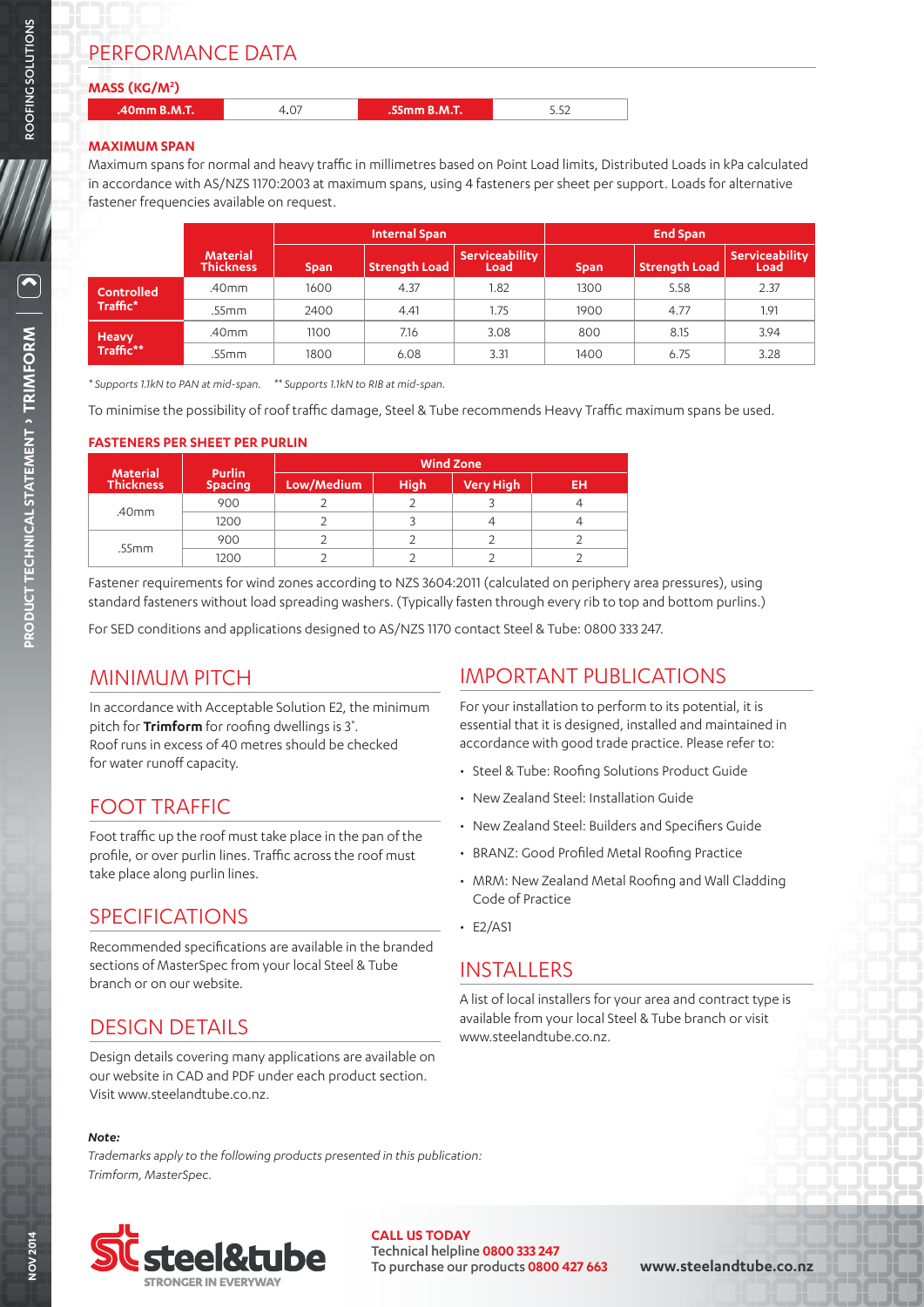# PERFORMANCE DATA

**MASS (KG/M²)**

| .40mm B.M.T. | 4.07 | .55mm B.M.T. | 5.52 |
|---|---|---|---|

**MAXIMUM SPAN**

Maximum spans for normal and heavy traffic in millimetres based on Point Load limits, Distributed Loads in kPa calculated in accordance with AS/NZS 1170:2003 at maximum spans, using 4 fasteners per sheet per support. Loads for alternative fastener frequencies available on request.

| | Material Thickness | Internal Span | | | End Span | | |
|---|---|---|---|---|---|---|---|
| | | Span | Strength Load | Serviceability Load | Span | Strength Load | Serviceability Load |
| Controlled Traffic* | .40mm | 1600 | 4.37 | 1.82 | 1300 | 5.58 | 2.37 |
| | .55mm | 2400 | 4.41 | 1.75 | 1900 | 4.77 | 1.91 |
| Heavy Traffic** | .40mm | 1100 | 7.16 | 3.08 | 800 | 8.15 | 3.94 |
| | .55mm | 1800 | 6.08 | 3.31 | 1400 | 6.75 | 3.28 |

*\* Supports 1.1kN to PAN at mid-span. \*\* Supports 1.1kN to RIB at mid-span.*

To minimise the possibility of roof traffic damage, Steel & Tube recommends Heavy Traffic maximum spans be used.

**FASTENERS PER SHEET PER PURLIN**

| Material Thickness | Purlin Spacing | Wind Zone | | | |
|---|---|---|---|---|---|
| | | Low/Medium | High | Very High | EH |
| .40mm | 900 | 2 | 2 | 3 | 4 |
| | 1200 | 2 | 3 | 4 | 4 |
| .55mm | 900 | 2 | 2 | 2 | 2 |
| | 1200 | 2 | 2 | 2 | 2 |

Fastener requirements for wind zones according to NZS 3604:2011 (calculated on periphery area pressures), using standard fasteners without load spreading washers. (Typically fasten through every rib to top and bottom purlins.)

For SED conditions and applications designed to AS/NZS 1170 contact Steel & Tube: 0800 333 247.

# MINIMUM PITCH

In accordance with Acceptable Solution E2, the minimum pitch for **Trimform** for roofing dwellings is 3˚.
Roof runs in excess of 40 metres should be checked for water runoff capacity.

# FOOT TRAFFIC

Foot traffic up the roof must take place in the pan of the profile, or over purlin lines. Traffic across the roof must take place along purlin lines.

# SPECIFICATIONS

Recommended specifications are available in the branded sections of MasterSpec from your local Steel & Tube branch or on our website.

# DESIGN DETAILS

Design details covering many applications are available on our website in CAD and PDF under each product section. Visit www.steelandtube.co.nz.

# IMPORTANT PUBLICATIONS

For your installation to perform to its potential, it is essential that it is designed, installed and maintained in accordance with good trade practice. Please refer to:

- Steel & Tube: Roofing Solutions Product Guide
- New Zealand Steel: Installation Guide
- New Zealand Steel: Builders and Specifiers Guide
- BRANZ: Good Profiled Metal Roofing Practice
- MRM: New Zealand Metal Roofing and Wall Cladding Code of Practice
- E2/AS1

# INSTALLERS

A list of local installers for your area and contract type is available from your local Steel & Tube branch or visit www.steelandtube.co.nz.

***Note:***

*Trademarks apply to the following products presented in this publication: Trimform, MasterSpec.*

steel&tube
STRONGER IN EVERYWAY

**CALL US TODAY**
Technical helpline **0800 333 247**
To purchase our products **0800 427 663**

**www.steelandtube.co.nz**